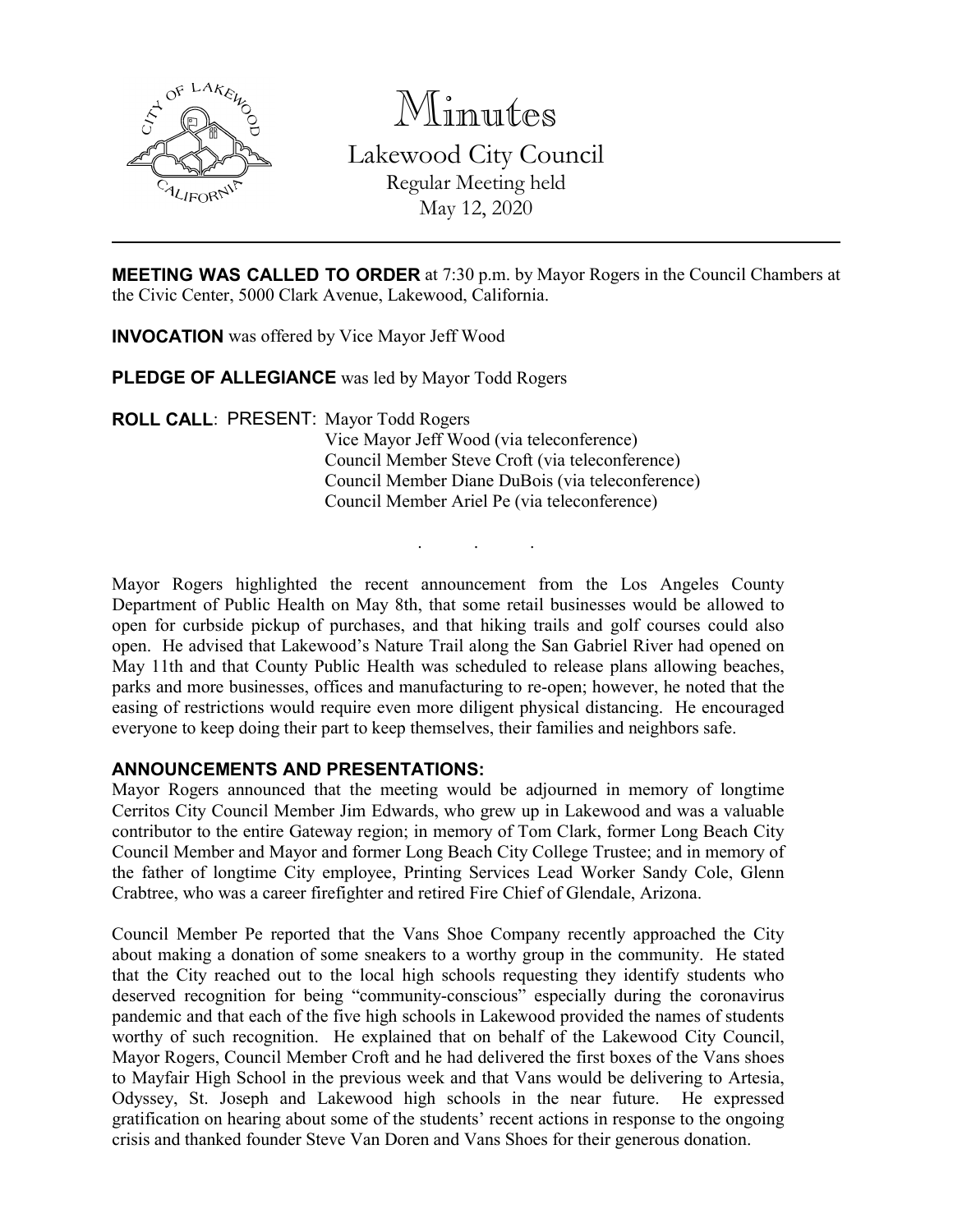# Minutes

## Lakewood City Council

Regular Meeting held
May 12, 2020

---

**MEETING WAS CALLED TO ORDER** at 7:30 p.m. by Mayor Rogers in the Council Chambers at the Civic Center, 5000 Clark Avenue, Lakewood, California.

**INVOCATION** was offered by Vice Mayor Jeff Wood

**PLEDGE OF ALLEGIANCE** was led by Mayor Todd Rogers

**ROLL CALL**: PRESENT: Mayor Todd Rogers
Vice Mayor Jeff Wood (via teleconference)
Council Member Steve Croft (via teleconference)
Council Member Diane DuBois (via teleconference)
Council Member Ariel Pe (via teleconference)

. . .

Mayor Rogers highlighted the recent announcement from the Los Angeles County Department of Public Health on May 8th, that some retail businesses would be allowed to open for curbside pickup of purchases, and that hiking trails and golf courses could also open. He advised that Lakewood's Nature Trail along the San Gabriel River had opened on May 11th and that County Public Health was scheduled to release plans allowing beaches, parks and more businesses, offices and manufacturing to re-open; however, he noted that the easing of restrictions would require even more diligent physical distancing. He encouraged everyone to keep doing their part to keep themselves, their families and neighbors safe.

**ANNOUNCEMENTS AND PRESENTATIONS:**

Mayor Rogers announced that the meeting would be adjourned in memory of longtime Cerritos City Council Member Jim Edwards, who grew up in Lakewood and was a valuable contributor to the entire Gateway region; in memory of Tom Clark, former Long Beach City Council Member and Mayor and former Long Beach City College Trustee; and in memory of the father of longtime City employee, Printing Services Lead Worker Sandy Cole, Glenn Crabtree, who was a career firefighter and retired Fire Chief of Glendale, Arizona.

Council Member Pe reported that the Vans Shoe Company recently approached the City about making a donation of some sneakers to a worthy group in the community. He stated that the City reached out to the local high schools requesting they identify students who deserved recognition for being "community-conscious" especially during the coronavirus pandemic and that each of the five high schools in Lakewood provided the names of students worthy of such recognition. He explained that on behalf of the Lakewood City Council, Mayor Rogers, Council Member Croft and he had delivered the first boxes of the Vans shoes to Mayfair High School in the previous week and that Vans would be delivering to Artesia, Odyssey, St. Joseph and Lakewood high schools in the near future. He expressed gratification on hearing about some of the students' recent actions in response to the ongoing crisis and thanked founder Steve Van Doren and Vans Shoes for their generous donation.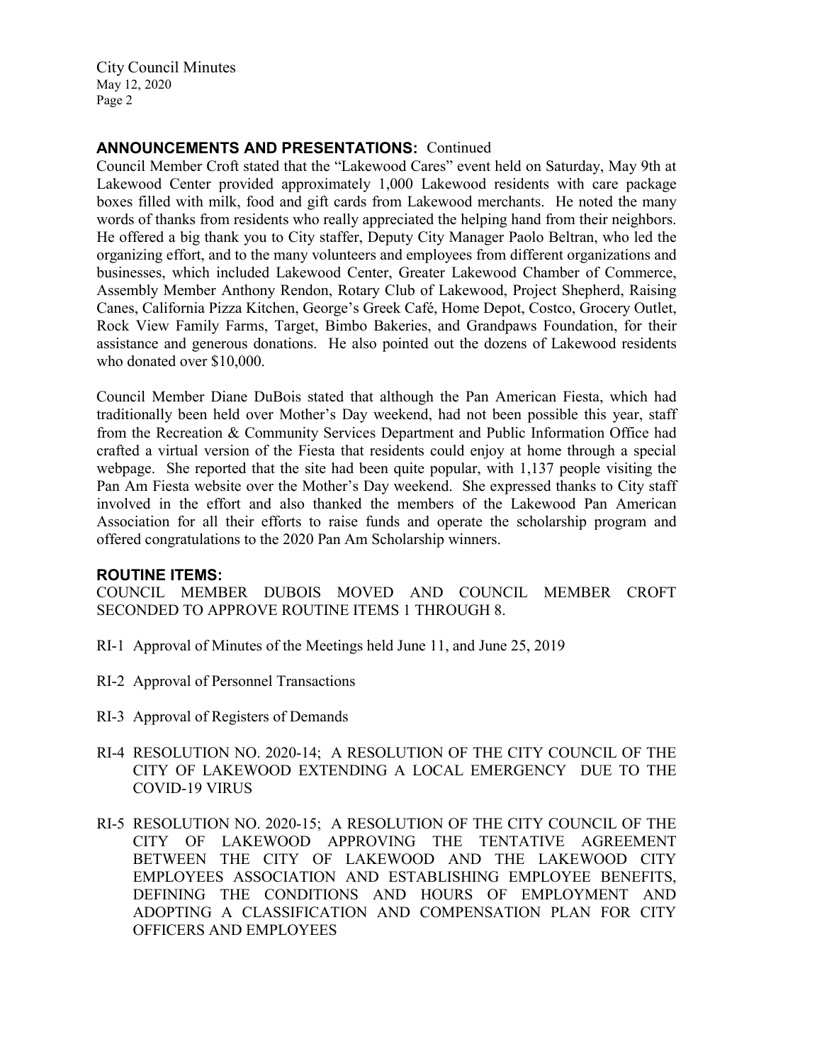**ANNOUNCEMENTS AND PRESENTATIONS:** Continued

Council Member Croft stated that the "Lakewood Cares" event held on Saturday, May 9th at Lakewood Center provided approximately 1,000 Lakewood residents with care package boxes filled with milk, food and gift cards from Lakewood merchants. He noted the many words of thanks from residents who really appreciated the helping hand from their neighbors. He offered a big thank you to City staffer, Deputy City Manager Paolo Beltran, who led the organizing effort, and to the many volunteers and employees from different organizations and businesses, which included Lakewood Center, Greater Lakewood Chamber of Commerce, Assembly Member Anthony Rendon, Rotary Club of Lakewood, Project Shepherd, Raising Canes, California Pizza Kitchen, George's Greek Café, Home Depot, Costco, Grocery Outlet, Rock View Family Farms, Target, Bimbo Bakeries, and Grandpaws Foundation, for their assistance and generous donations. He also pointed out the dozens of Lakewood residents who donated over $10,000.

Council Member Diane DuBois stated that although the Pan American Fiesta, which had traditionally been held over Mother's Day weekend, had not been possible this year, staff from the Recreation & Community Services Department and Public Information Office had crafted a virtual version of the Fiesta that residents could enjoy at home through a special webpage. She reported that the site had been quite popular, with 1,137 people visiting the Pan Am Fiesta website over the Mother's Day weekend. She expressed thanks to City staff involved in the effort and also thanked the members of the Lakewood Pan American Association for all their efforts to raise funds and operate the scholarship program and offered congratulations to the 2020 Pan Am Scholarship winners.

**ROUTINE ITEMS:**

COUNCIL MEMBER DUBOIS MOVED AND COUNCIL MEMBER CROFT SECONDED TO APPROVE ROUTINE ITEMS 1 THROUGH 8.

RI-1 Approval of Minutes of the Meetings held June 11, and June 25, 2019

RI-2 Approval of Personnel Transactions

RI-3 Approval of Registers of Demands

RI-4 RESOLUTION NO. 2020-14; A RESOLUTION OF THE CITY COUNCIL OF THE CITY OF LAKEWOOD EXTENDING A LOCAL EMERGENCY DUE TO THE COVID-19 VIRUS

RI-5 RESOLUTION NO. 2020-15; A RESOLUTION OF THE CITY COUNCIL OF THE CITY OF LAKEWOOD APPROVING THE TENTATIVE AGREEMENT BETWEEN THE CITY OF LAKEWOOD AND THE LAKEWOOD CITY EMPLOYEES ASSOCIATION AND ESTABLISHING EMPLOYEE BENEFITS, DEFINING THE CONDITIONS AND HOURS OF EMPLOYMENT AND ADOPTING A CLASSIFICATION AND COMPENSATION PLAN FOR CITY OFFICERS AND EMPLOYEES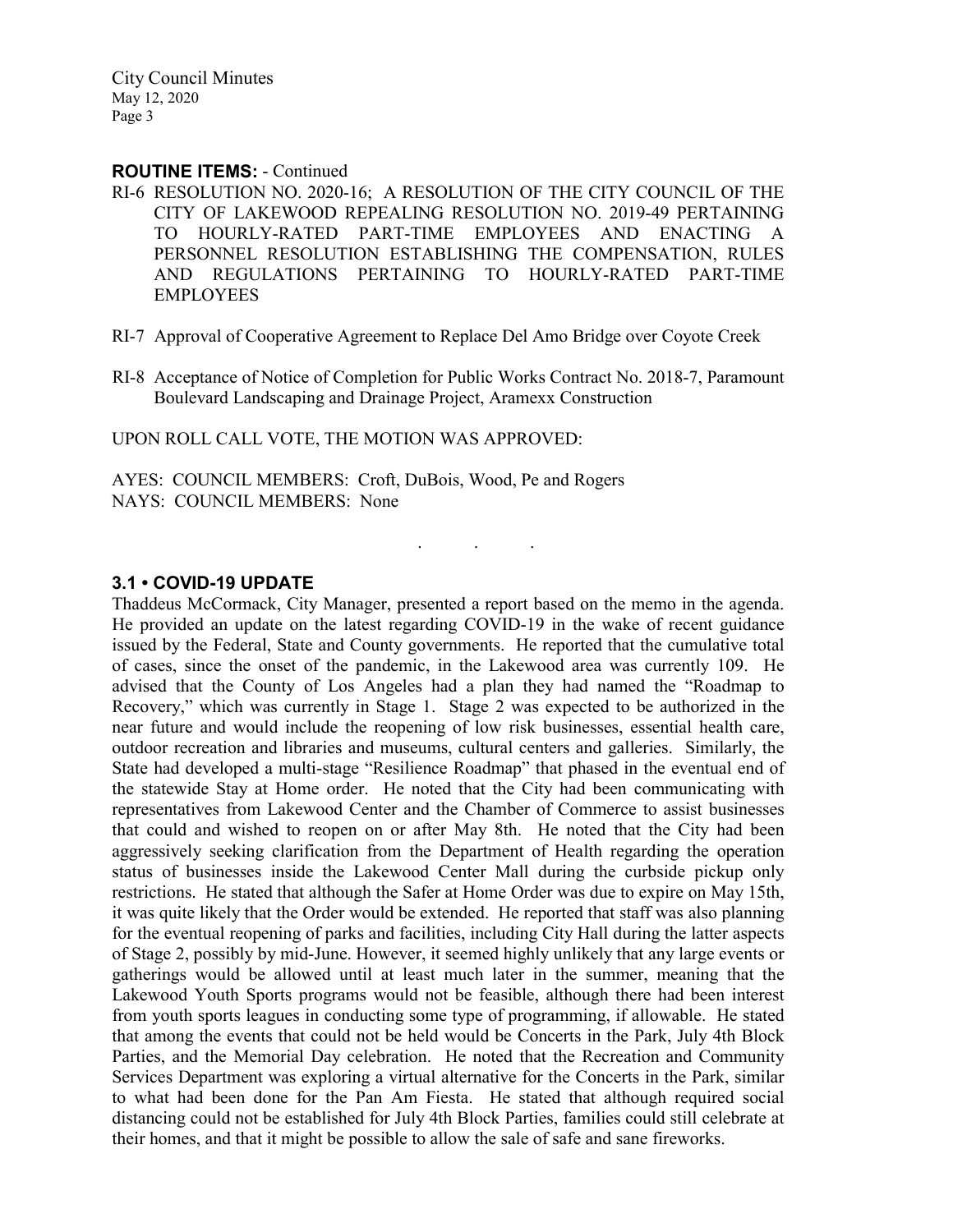**ROUTINE ITEMS:** - Continued

RI-6 RESOLUTION NO. 2020-16; A RESOLUTION OF THE CITY COUNCIL OF THE CITY OF LAKEWOOD REPEALING RESOLUTION NO. 2019-49 PERTAINING TO HOURLY-RATED PART-TIME EMPLOYEES AND ENACTING A PERSONNEL RESOLUTION ESTABLISHING THE COMPENSATION, RULES AND REGULATIONS PERTAINING TO HOURLY-RATED PART-TIME EMPLOYEES

RI-7 Approval of Cooperative Agreement to Replace Del Amo Bridge over Coyote Creek

RI-8 Acceptance of Notice of Completion for Public Works Contract No. 2018-7, Paramount Boulevard Landscaping and Drainage Project, Aramexx Construction

UPON ROLL CALL VOTE, THE MOTION WAS APPROVED:

AYES: COUNCIL MEMBERS: Croft, DuBois, Wood, Pe and Rogers
NAYS: COUNCIL MEMBERS: None

. . .

### 3.1 • COVID-19 UPDATE

Thaddeus McCormack, City Manager, presented a report based on the memo in the agenda. He provided an update on the latest regarding COVID-19 in the wake of recent guidance issued by the Federal, State and County governments. He reported that the cumulative total of cases, since the onset of the pandemic, in the Lakewood area was currently 109. He advised that the County of Los Angeles had a plan they had named the "Roadmap to Recovery," which was currently in Stage 1. Stage 2 was expected to be authorized in the near future and would include the reopening of low risk businesses, essential health care, outdoor recreation and libraries and museums, cultural centers and galleries. Similarly, the State had developed a multi-stage "Resilience Roadmap" that phased in the eventual end of the statewide Stay at Home order. He noted that the City had been communicating with representatives from Lakewood Center and the Chamber of Commerce to assist businesses that could and wished to reopen on or after May 8th. He noted that the City had been aggressively seeking clarification from the Department of Health regarding the operation status of businesses inside the Lakewood Center Mall during the curbside pickup only restrictions. He stated that although the Safer at Home Order was due to expire on May 15th, it was quite likely that the Order would be extended. He reported that staff was also planning for the eventual reopening of parks and facilities, including City Hall during the latter aspects of Stage 2, possibly by mid-June. However, it seemed highly unlikely that any large events or gatherings would be allowed until at least much later in the summer, meaning that the Lakewood Youth Sports programs would not be feasible, although there had been interest from youth sports leagues in conducting some type of programming, if allowable. He stated that among the events that could not be held would be Concerts in the Park, July 4th Block Parties, and the Memorial Day celebration. He noted that the Recreation and Community Services Department was exploring a virtual alternative for the Concerts in the Park, similar to what had been done for the Pan Am Fiesta. He stated that although required social distancing could not be established for July 4th Block Parties, families could still celebrate at their homes, and that it might be possible to allow the sale of safe and sane fireworks.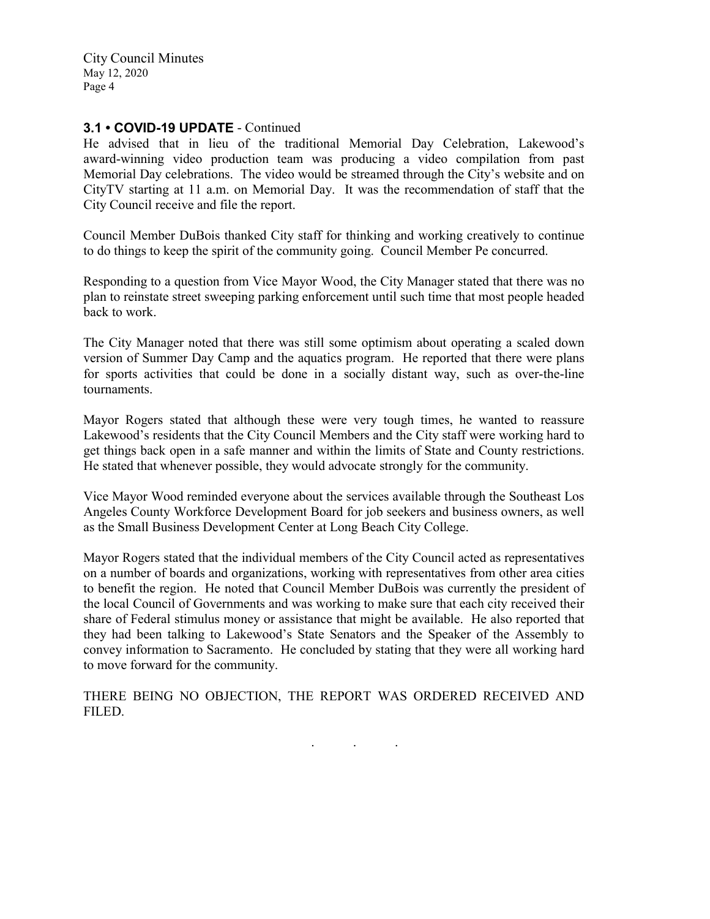### 3.1 • COVID-19 UPDATE - Continued

He advised that in lieu of the traditional Memorial Day Celebration, Lakewood's award-winning video production team was producing a video compilation from past Memorial Day celebrations. The video would be streamed through the City's website and on CityTV starting at 11 a.m. on Memorial Day. It was the recommendation of staff that the City Council receive and file the report.

Council Member DuBois thanked City staff for thinking and working creatively to continue to do things to keep the spirit of the community going. Council Member Pe concurred.

Responding to a question from Vice Mayor Wood, the City Manager stated that there was no plan to reinstate street sweeping parking enforcement until such time that most people headed back to work.

The City Manager noted that there was still some optimism about operating a scaled down version of Summer Day Camp and the aquatics program. He reported that there were plans for sports activities that could be done in a socially distant way, such as over-the-line tournaments.

Mayor Rogers stated that although these were very tough times, he wanted to reassure Lakewood's residents that the City Council Members and the City staff were working hard to get things back open in a safe manner and within the limits of State and County restrictions. He stated that whenever possible, they would advocate strongly for the community.

Vice Mayor Wood reminded everyone about the services available through the Southeast Los Angeles County Workforce Development Board for job seekers and business owners, as well as the Small Business Development Center at Long Beach City College.

Mayor Rogers stated that the individual members of the City Council acted as representatives on a number of boards and organizations, working with representatives from other area cities to benefit the region. He noted that Council Member DuBois was currently the president of the local Council of Governments and was working to make sure that each city received their share of Federal stimulus money or assistance that might be available. He also reported that they had been talking to Lakewood's State Senators and the Speaker of the Assembly to convey information to Sacramento. He concluded by stating that they were all working hard to move forward for the community.

THERE BEING NO OBJECTION, THE REPORT WAS ORDERED RECEIVED AND FILED.

. . .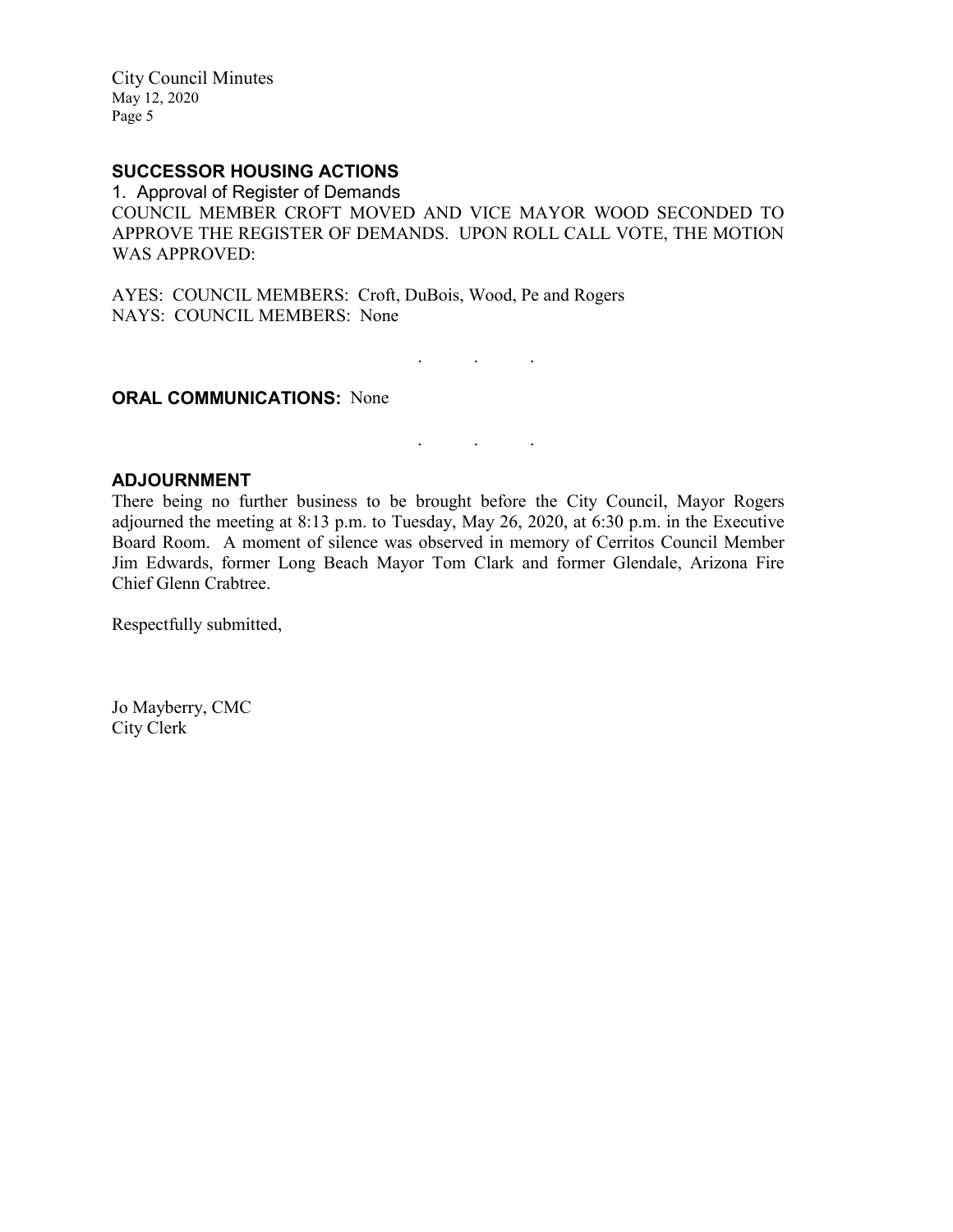## SUCCESSOR HOUSING ACTIONS

1. Approval of Register of Demands

COUNCIL MEMBER CROFT MOVED AND VICE MAYOR WOOD SECONDED TO APPROVE THE REGISTER OF DEMANDS. UPON ROLL CALL VOTE, THE MOTION WAS APPROVED:

AYES: COUNCIL MEMBERS: Croft, DuBois, Wood, Pe and Rogers
NAYS: COUNCIL MEMBERS: None

. . .

**ORAL COMMUNICATIONS:** None

. . .

## ADJOURNMENT

There being no further business to be brought before the City Council, Mayor Rogers adjourned the meeting at 8:13 p.m. to Tuesday, May 26, 2020, at 6:30 p.m. in the Executive Board Room. A moment of silence was observed in memory of Cerritos Council Member Jim Edwards, former Long Beach Mayor Tom Clark and former Glendale, Arizona Fire Chief Glenn Crabtree.

Respectfully submitted,

Jo Mayberry, CMC
City Clerk